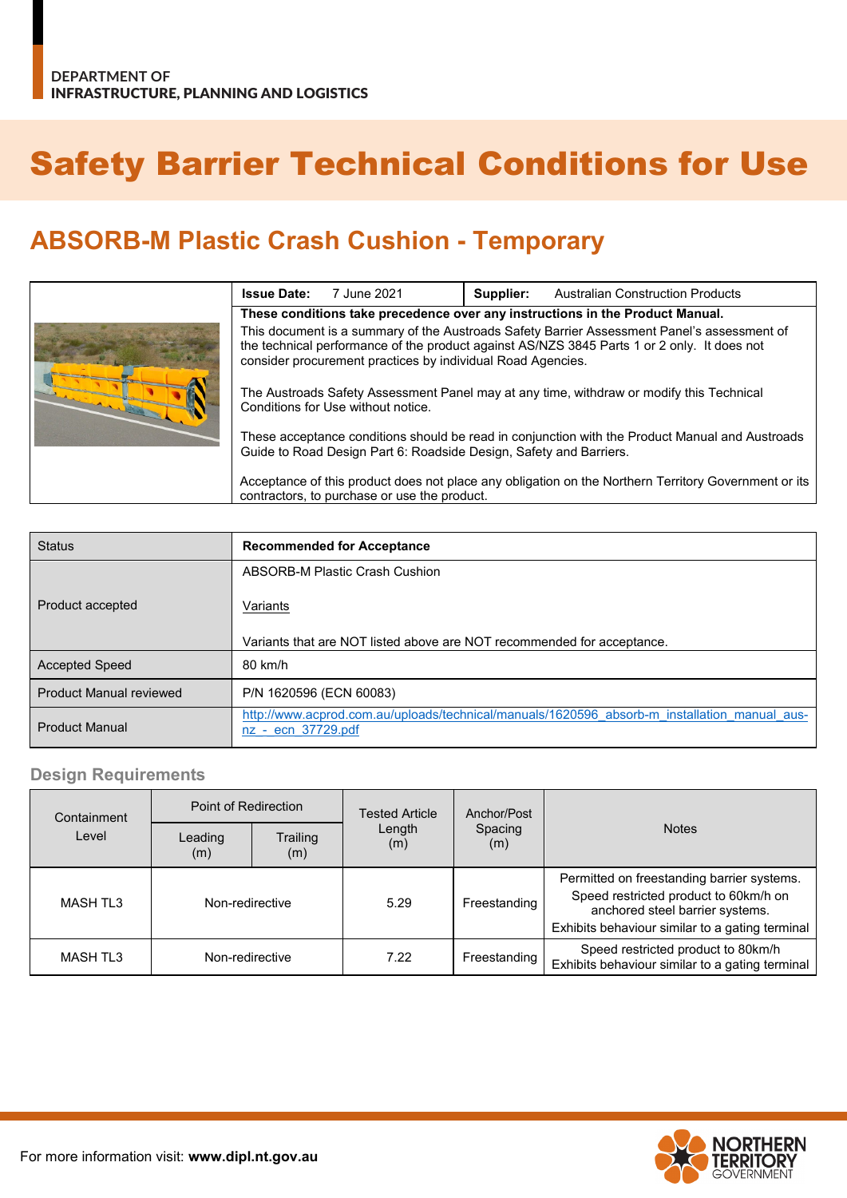DEPARTMENT OF
INFRASTRUCTURE, PLANNING AND LOGISTICS

# Safety Barrier Technical Conditions for Use

## ABSORB-M Plastic Crash Cushion - Temporary

| **Issue Date:** 7 June 2021 | **Supplier:** Australian Construction Products |
|---|---|

**These conditions take precedence over any instructions in the Product Manual.**

This document is a summary of the Austroads Safety Barrier Assessment Panel's assessment of the technical performance of the product against AS/NZS 3845 Parts 1 or 2 only. It does not consider procurement practices by individual Road Agencies.

The Austroads Safety Assessment Panel may at any time, withdraw or modify this Technical Conditions for Use without notice.

These acceptance conditions should be read in conjunction with the Product Manual and Austroads Guide to Road Design Part 6: Roadside Design, Safety and Barriers.

Acceptance of this product does not place any obligation on the Northern Territory Government or its contractors, to purchase or use the product.

| Status | **Recommended for Acceptance** |
|---|---|
| Product accepted | ABSORB-M Plastic Crash Cushion<br><br>Variants<br><br>Variants that are NOT listed above are NOT recommended for acceptance. |
| Accepted Speed | 80 km/h |
| Product Manual reviewed | P/N 1620596 (ECN 60083) |
| Product Manual | http://www.acprod.com.au/uploads/technical/manuals/1620596_absorb-m_installation_manual_aus-nz_-_ecn_37729.pdf |

### Design Requirements

| Containment Level | Point of Redirection | | Tested Article Length (m) | Anchor/Post Spacing (m) | Notes |
|---|---|---|---|---|---|
| | Leading (m) | Trailing (m) | | | |
| MASH TL3 | Non-redirective | | 5.29 | Freestanding | Permitted on freestanding barrier systems.<br>Speed restricted product to 60km/h on anchored steel barrier systems.<br>Exhibits behaviour similar to a gating terminal |
| MASH TL3 | Non-redirective | | 7.22 | Freestanding | Speed restricted product to 80km/h<br>Exhibits behaviour similar to a gating terminal |

For more information visit: **www.dipl.nt.gov.au**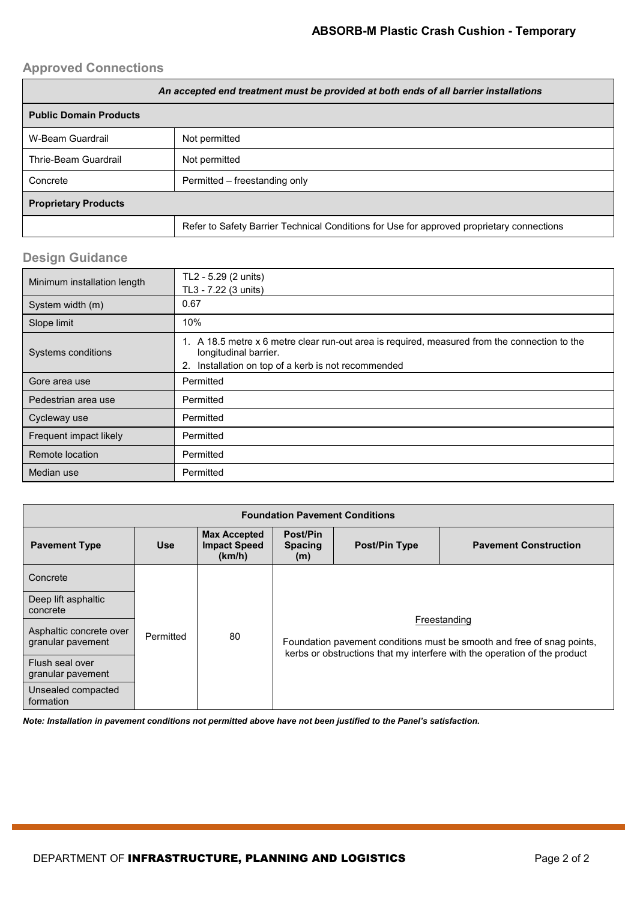# ABSORB-M Plastic Crash Cushion - Temporary

## Approved Connections

| *An accepted end treatment must be provided at both ends of all barrier installations* | |
|---|---|
| **Public Domain Products** | |
| W-Beam Guardrail | Not permitted |
| Thrie-Beam Guardrail | Not permitted |
| Concrete | Permitted – freestanding only |
| **Proprietary Products** | |
| | Refer to Safety Barrier Technical Conditions for Use for approved proprietary connections |

## Design Guidance

| | |
|---|---|
| Minimum installation length | TL2 - 5.29 (2 units)<br>TL3 - 7.22 (3 units) |
| System width (m) | 0.67 |
| Slope limit | 10% |
| Systems conditions | 1. A 18.5 metre x 6 metre clear run-out area is required, measured from the connection to the longitudinal barrier.<br>2. Installation on top of a kerb is not recommended |
| Gore area use | Permitted |
| Pedestrian area use | Permitted |
| Cycleway use | Permitted |
| Frequent impact likely | Permitted |
| Remote location | Permitted |
| Median use | Permitted |

| **Foundation Pavement Conditions** | | | | | |
|---|---|---|---|---|---|
| **Pavement Type** | **Use** | **Max Accepted Impact Speed (km/h)** | **Post/Pin Spacing (m)** | **Post/Pin Type** | **Pavement Construction** |
| Concrete | Permitted | 80 | Freestanding<br>Foundation pavement conditions must be smooth and free of snag points, kerbs or obstructions that my interfere with the operation of the product | | |
| Deep lift asphaltic concrete | | | | | |
| Asphaltic concrete over granular pavement | | | | | |
| Flush seal over granular pavement | | | | | |
| Unsealed compacted formation | | | | | |

***Note: Installation in pavement conditions not permitted above have not been justified to the Panel's satisfaction.***

DEPARTMENT OF **INFRASTRUCTURE, PLANNING AND LOGISTICS**